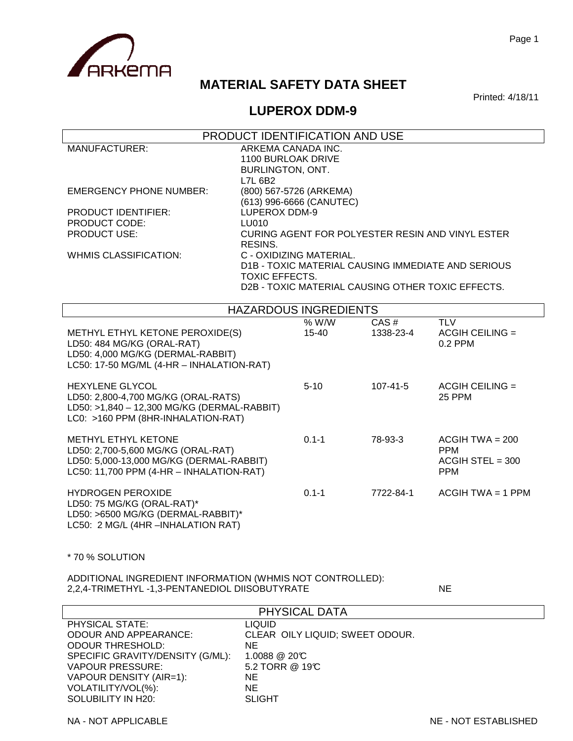# MATERIAL SAFETY DATA SHEET

Printed: 4/18/11

## LUPEROX DDM-9

### PRODUCT IDENTIFICATION AND USE

| | |
|---|---|
| MANUFACTURER: | ARKEMA CANADA INC.<br>1100 BURLOAK DRIVE<br>BURLINGTON, ONT.<br>L7L 6B2 |
| EMERGENCY PHONE NUMBER: | (800) 567-5726 (ARKEMA)<br>(613) 996-6666 (CANUTEC) |
| PRODUCT IDENTIFIER: | LUPEROX DDM-9 |
| PRODUCT CODE: | LU010 |
| PRODUCT USE: | CURING AGENT FOR POLYESTER RESIN AND VINYL ESTER RESINS. |
| WHMIS CLASSIFICATION: | C - OXIDIZING MATERIAL.<br>D1B - TOXIC MATERIAL CAUSING IMMEDIATE AND SERIOUS TOXIC EFFECTS.<br>D2B - TOXIC MATERIAL CAUSING OTHER TOXIC EFFECTS. |

### HAZARDOUS INGREDIENTS

| | % W/W | CAS # | TLV |
|---|---|---|---|
| METHYL ETHYL KETONE PEROXIDE(S)<br>LD50: 484 MG/KG (ORAL-RAT)<br>LD50: 4,000 MG/KG (DERMAL-RABBIT)<br>LC50: 17-50 MG/ML (4-HR – INHALATION-RAT) | 15-40 | 1338-23-4 | ACGIH CEILING = 0.2 PPM |
| HEXYLENE GLYCOL<br>LD50: 2,800-4,700 MG/KG (ORAL-RATS)<br>LD50: >1,840 – 12,300 MG/KG (DERMAL-RABBIT)<br>LC0: >160 PPM (8HR-INHALATION-RAT) | 5-10 | 107-41-5 | ACGIH CEILING = 25 PPM |
| METHYL ETHYL KETONE<br>LD50: 2,700-5,600 MG/KG (ORAL-RAT)<br>LD50: 5,000-13,000 MG/KG (DERMAL-RABBIT)<br>LC50: 11,700 PPM (4-HR – INHALATION-RAT) | 0.1-1 | 78-93-3 | ACGIH TWA = 200 PPM<br>ACGIH STEL = 300 PPM |
| HYDROGEN PEROXIDE<br>LD50: 75 MG/KG (ORAL-RAT)*<br>LD50: >6500 MG/KG (DERMAL-RABBIT)*<br>LC50: 2 MG/L (4HR –INHALATION RAT) | 0.1-1 | 7722-84-1 | ACGIH TWA = 1 PPM |

* 70 % SOLUTION

ADDITIONAL INGREDIENT INFORMATION (WHMIS NOT CONTROLLED):
2,2,4-TRIMETHYL -1,3-PENTANEDIOL DIISOBUTYRATE — NE

### PHYSICAL DATA

| | |
|---|---|
| PHYSICAL STATE: | LIQUID |
| ODOUR AND APPEARANCE: | CLEAR OILY LIQUID; SWEET ODOUR. |
| ODOUR THRESHOLD: | NE |
| SPECIFIC GRAVITY/DENSITY (G/ML): | 1.0088 @ 20℃ |
| VAPOUR PRESSURE: | 5.2 TORR @ 19℃ |
| VAPOUR DENSITY (AIR=1): | NE |
| VOLATILITY/VOL(%): | NE |
| SOLUBILITY IN H20: | SLIGHT |

NA - NOT APPLICABLE NE - NOT ESTABLISHED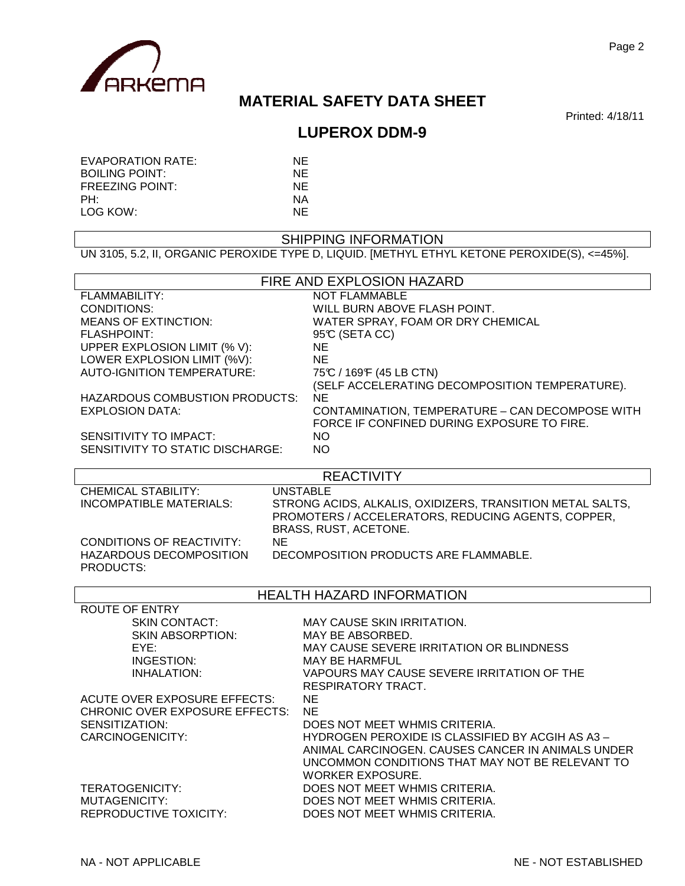# MATERIAL SAFETY DATA SHEET

Printed: 4/18/11

## LUPEROX DDM-9

| | |
|---|---|
| EVAPORATION RATE: | NE |
| BOILING POINT: | NE |
| FREEZING POINT: | NE |
| PH: | NA |
| LOG KOW: | NE |

### SHIPPING INFORMATION

UN 3105, 5.2, II, ORGANIC PEROXIDE TYPE D, LIQUID. [METHYL ETHYL KETONE PEROXIDE(S), <=45%].

### FIRE AND EXPLOSION HAZARD

| | |
|---|---|
| FLAMMABILITY: | NOT FLAMMABLE |
| CONDITIONS: | WILL BURN ABOVE FLASH POINT. |
| MEANS OF EXTINCTION: | WATER SPRAY, FOAM OR DRY CHEMICAL |
| FLASHPOINT: | 95℃ (SETA CC) |
| UPPER EXPLOSION LIMIT (% V): | NE |
| LOWER EXPLOSION LIMIT (%V): | NE |
| AUTO-IGNITION TEMPERATURE: | 75℃ / 169℉ (45 LB CTN) (SELF ACCELERATING DECOMPOSITION TEMPERATURE). |
| HAZARDOUS COMBUSTION PRODUCTS: | NE |
| EXPLOSION DATA: | CONTAMINATION, TEMPERATURE – CAN DECOMPOSE WITH FORCE IF CONFINED DURING EXPOSURE TO FIRE. |
| SENSITIVITY TO IMPACT: | NO |
| SENSITIVITY TO STATIC DISCHARGE: | NO |

### REACTIVITY

| | |
|---|---|
| CHEMICAL STABILITY: | UNSTABLE |
| INCOMPATIBLE MATERIALS: | STRONG ACIDS, ALKALIS, OXIDIZERS, TRANSITION METAL SALTS, PROMOTERS / ACCELERATORS, REDUCING AGENTS, COPPER, BRASS, RUST, ACETONE. |
| CONDITIONS OF REACTIVITY: | NE |
| HAZARDOUS DECOMPOSITION PRODUCTS: | DECOMPOSITION PRODUCTS ARE FLAMMABLE. |

### HEALTH HAZARD INFORMATION

ROUTE OF ENTRY

| | |
|---|---|
| SKIN CONTACT: | MAY CAUSE SKIN IRRITATION. |
| SKIN ABSORPTION: | MAY BE ABSORBED. |
| EYE: | MAY CAUSE SEVERE IRRITATION OR BLINDNESS |
| INGESTION: | MAY BE HARMFUL |
| INHALATION: | VAPOURS MAY CAUSE SEVERE IRRITATION OF THE RESPIRATORY TRACT. |

| | |
|---|---|
| ACUTE OVER EXPOSURE EFFECTS: | NE |
| CHRONIC OVER EXPOSURE EFFECTS: | NE |
| SENSITIZATION: | DOES NOT MEET WHMIS CRITERIA. |
| CARCINOGENICITY: | HYDROGEN PEROXIDE IS CLASSIFIED BY ACGIH AS A3 – ANIMAL CARCINOGEN. CAUSES CANCER IN ANIMALS UNDER UNCOMMON CONDITIONS THAT MAY NOT BE RELEVANT TO WORKER EXPOSURE. |
| TERATOGENICITY: | DOES NOT MEET WHMIS CRITERIA. |
| MUTAGENICITY: | DOES NOT MEET WHMIS CRITERIA. |
| REPRODUCTIVE TOXICITY: | DOES NOT MEET WHMIS CRITERIA. |

NA - NOT APPLICABLE NE - NOT ESTABLISHED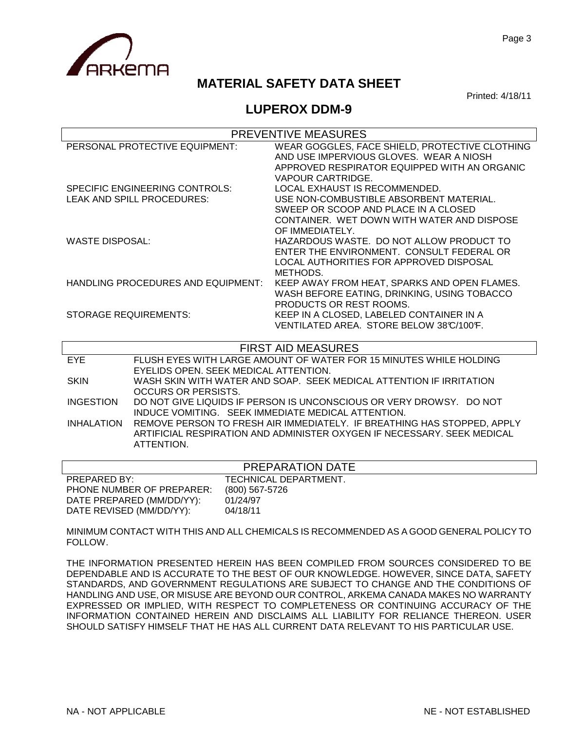# MATERIAL SAFETY DATA SHEET

Printed: 4/18/11

## LUPEROX DDM-9

### PREVENTIVE MEASURES

| | |
|---|---|
| PERSONAL PROTECTIVE EQUIPMENT: | WEAR GOGGLES, FACE SHIELD, PROTECTIVE CLOTHING AND USE IMPERVIOUS GLOVES. WEAR A NIOSH APPROVED RESPIRATOR EQUIPPED WITH AN ORGANIC VAPOUR CARTRIDGE. |
| SPECIFIC ENGINEERING CONTROLS: | LOCAL EXHAUST IS RECOMMENDED. |
| LEAK AND SPILL PROCEDURES: | USE NON-COMBUSTIBLE ABSORBENT MATERIAL. SWEEP OR SCOOP AND PLACE IN A CLOSED CONTAINER. WET DOWN WITH WATER AND DISPOSE OF IMMEDIATELY. |
| WASTE DISPOSAL: | HAZARDOUS WASTE. DO NOT ALLOW PRODUCT TO ENTER THE ENVIRONMENT. CONSULT FEDERAL OR LOCAL AUTHORITIES FOR APPROVED DISPOSAL METHODS. |
| HANDLING PROCEDURES AND EQUIPMENT: | KEEP AWAY FROM HEAT, SPARKS AND OPEN FLAMES. WASH BEFORE EATING, DRINKING, USING TOBACCO PRODUCTS OR REST ROOMS. |
| STORAGE REQUIREMENTS: | KEEP IN A CLOSED, LABELED CONTAINER IN A VENTILATED AREA. STORE BELOW 38°C/100°F. |

### FIRST AID MEASURES

| | |
|---|---|
| EYE | FLUSH EYES WITH LARGE AMOUNT OF WATER FOR 15 MINUTES WHILE HOLDING EYELIDS OPEN. SEEK MEDICAL ATTENTION. |
| SKIN | WASH SKIN WITH WATER AND SOAP. SEEK MEDICAL ATTENTION IF IRRITATION OCCURS OR PERSISTS. |
| INGESTION | DO NOT GIVE LIQUIDS IF PERSON IS UNCONSCIOUS OR VERY DROWSY. DO NOT INDUCE VOMITING. SEEK IMMEDIATE MEDICAL ATTENTION. |
| INHALATION | REMOVE PERSON TO FRESH AIR IMMEDIATELY. IF BREATHING HAS STOPPED, APPLY ARTIFICIAL RESPIRATION AND ADMINISTER OXYGEN IF NECESSARY. SEEK MEDICAL ATTENTION. |

### PREPARATION DATE

| | |
|---|---|
| PREPARED BY: | TECHNICAL DEPARTMENT. |
| PHONE NUMBER OF PREPARER: | (800) 567-5726 |
| DATE PREPARED (MM/DD/YY): | 01/24/97 |
| DATE REVISED (MM/DD/YY): | 04/18/11 |

MINIMUM CONTACT WITH THIS AND ALL CHEMICALS IS RECOMMENDED AS A GOOD GENERAL POLICY TO FOLLOW.

THE INFORMATION PRESENTED HEREIN HAS BEEN COMPILED FROM SOURCES CONSIDERED TO BE DEPENDABLE AND IS ACCURATE TO THE BEST OF OUR KNOWLEDGE. HOWEVER, SINCE DATA, SAFETY STANDARDS, AND GOVERNMENT REGULATIONS ARE SUBJECT TO CHANGE AND THE CONDITIONS OF HANDLING AND USE, OR MISUSE ARE BEYOND OUR CONTROL, ARKEMA CANADA MAKES NO WARRANTY EXPRESSED OR IMPLIED, WITH RESPECT TO COMPLETENESS OR CONTINUING ACCURACY OF THE INFORMATION CONTAINED HEREIN AND DISCLAIMS ALL LIABILITY FOR RELIANCE THEREON. USER SHOULD SATISFY HIMSELF THAT HE HAS ALL CURRENT DATA RELEVANT TO HIS PARTICULAR USE.

NA - NOT APPLICABLE    NE - NOT ESTABLISHED